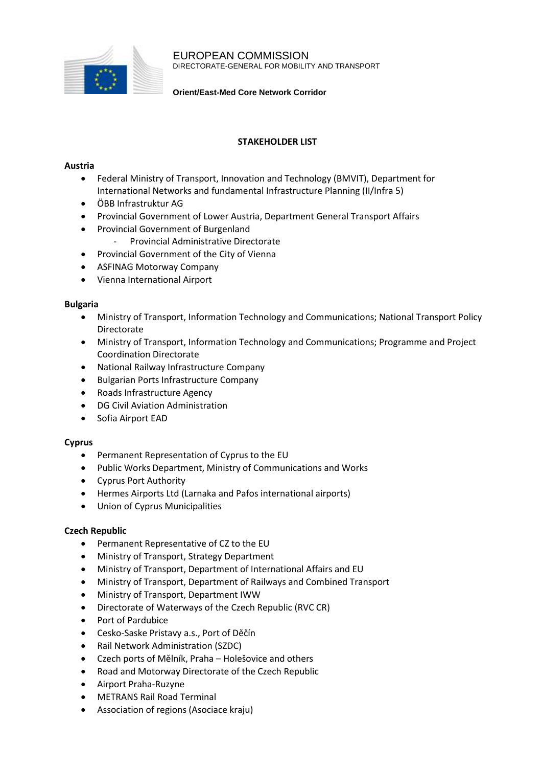EUROPEAN COMMISSION
DIRECTORATE-GENERAL FOR MOBILITY AND TRANSPORT

**Orient/East-Med Core Network Corridor**

**STAKEHOLDER LIST**

**Austria**

- Federal Ministry of Transport, Innovation and Technology (BMVIT), Department for International Networks and fundamental Infrastructure Planning (II/Infra 5)
- ÖBB Infrastruktur AG
- Provincial Government of Lower Austria, Department General Transport Affairs
- Provincial Government of Burgenland
  - Provincial Administrative Directorate
- Provincial Government of the City of Vienna
- ASFINAG Motorway Company
- Vienna International Airport

**Bulgaria**

- Ministry of Transport, Information Technology and Communications; National Transport Policy Directorate
- Ministry of Transport, Information Technology and Communications; Programme and Project Coordination Directorate
- National Railway Infrastructure Company
- Bulgarian Ports Infrastructure Company
- Roads Infrastructure Agency
- DG Civil Aviation Administration
- Sofia Airport EAD

**Cyprus**

- Permanent Representation of Cyprus to the EU
- Public Works Department, Ministry of Communications and Works
- Cyprus Port Authority
- Hermes Airports Ltd (Larnaka and Pafos international airports)
- Union of Cyprus Municipalities

**Czech Republic**

- Permanent Representative of CZ to the EU
- Ministry of Transport, Strategy Department
- Ministry of Transport, Department of International Affairs and EU
- Ministry of Transport, Department of Railways and Combined Transport
- Ministry of Transport, Department IWW
- Directorate of Waterways of the Czech Republic (RVC CR)
- Port of Pardubice
- Cesko-Saske Pristavy a.s., Port of Děčín
- Rail Network Administration (SZDC)
- Czech ports of Mělník, Praha – Holešovice and others
- Road and Motorway Directorate of the Czech Republic
- Airport Praha-Ruzyne
- METRANS Rail Road Terminal
- Association of regions (Asociace kraju)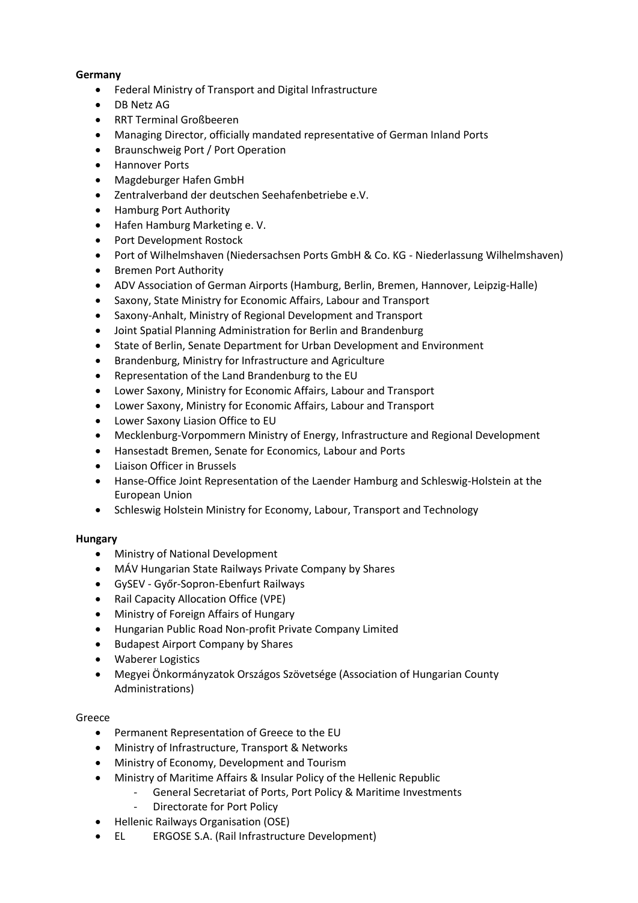**Germany**

- Federal Ministry of Transport and Digital Infrastructure
- DB Netz AG
- RRT Terminal Großbeeren
- Managing Director, officially mandated representative of German Inland Ports
- Braunschweig Port / Port Operation
- Hannover Ports
- Magdeburger Hafen GmbH
- Zentralverband der deutschen Seehafenbetriebe e.V.
- Hamburg Port Authority
- Hafen Hamburg Marketing e. V.
- Port Development Rostock
- Port of Wilhelmshaven (Niedersachsen Ports GmbH & Co. KG - Niederlassung Wilhelmshaven)
- Bremen Port Authority
- ADV Association of German Airports (Hamburg, Berlin, Bremen, Hannover, Leipzig-Halle)
- Saxony, State Ministry for Economic Affairs, Labour and Transport
- Saxony-Anhalt, Ministry of Regional Development and Transport
- Joint Spatial Planning Administration for Berlin and Brandenburg
- State of Berlin, Senate Department for Urban Development and Environment
- Brandenburg, Ministry for Infrastructure and Agriculture
- Representation of the Land Brandenburg to the EU
- Lower Saxony, Ministry for Economic Affairs, Labour and Transport
- Lower Saxony, Ministry for Economic Affairs, Labour and Transport
- Lower Saxony Liasion Office to EU
- Mecklenburg-Vorpommern Ministry of Energy, Infrastructure and Regional Development
- Hansestadt Bremen, Senate for Economics, Labour and Ports
- Liaison Officer in Brussels
- Hanse-Office Joint Representation of the Laender Hamburg and Schleswig-Holstein at the European Union
- Schleswig Holstein Ministry for Economy, Labour, Transport and Technology

**Hungary**

- Ministry of National Development
- MÁV Hungarian State Railways Private Company by Shares
- GySEV - Győr-Sopron-Ebenfurt Railways
- Rail Capacity Allocation Office (VPE)
- Ministry of Foreign Affairs of Hungary
- Hungarian Public Road Non-profit Private Company Limited
- Budapest Airport Company by Shares
- Waberer Logistics
- Megyei Önkormányzatok Országos Szövetsége (Association of Hungarian County Administrations)

Greece

- Permanent Representation of Greece to the EU
- Ministry of Infrastructure, Transport & Networks
- Ministry of Economy, Development and Tourism
- Ministry of Maritime Affairs & Insular Policy of the Hellenic Republic
    - General Secretariat of Ports, Port Policy & Maritime Investments
    - Directorate for Port Policy
- Hellenic Railways Organisation (OSE)
- EL ERGOSE S.A. (Rail Infrastructure Development)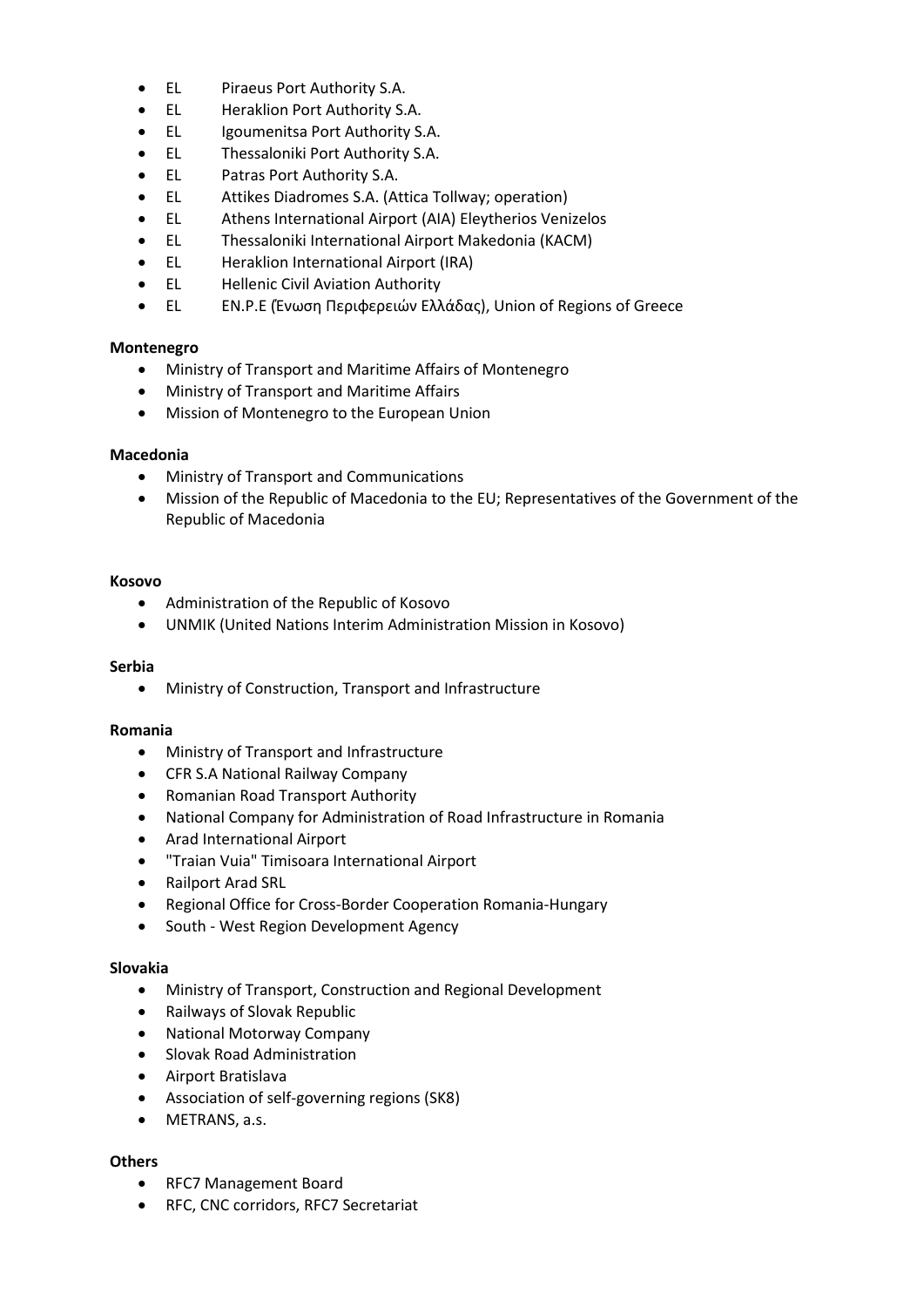- EL Piraeus Port Authority S.A.
- EL Heraklion Port Authority S.A.
- EL Igoumenitsa Port Authority S.A.
- EL Thessaloniki Port Authority S.A.
- EL Patras Port Authority S.A.
- EL Attikes Diadromes S.A. (Attica Tollway; operation)
- EL Athens International Airport (AIA) Eleytherios Venizelos
- EL Thessaloniki International Airport Makedonia (KACM)
- EL Heraklion International Airport (IRA)
- EL Hellenic Civil Aviation Authority
- EL EN.P.E (Ένωση Περιφερειών Ελλάδας), Union of Regions of Greece

**Montenegro**

- Ministry of Transport and Maritime Affairs of Montenegro
- Ministry of Transport and Maritime Affairs
- Mission of Montenegro to the European Union

**Macedonia**

- Ministry of Transport and Communications
- Mission of the Republic of Macedonia to the EU; Representatives of the Government of the Republic of Macedonia

**Kosovo**

- Administration of the Republic of Kosovo
- UNMIK (United Nations Interim Administration Mission in Kosovo)

**Serbia**

- Ministry of Construction, Transport and Infrastructure

**Romania**

- Ministry of Transport and Infrastructure
- CFR S.A National Railway Company
- Romanian Road Transport Authority
- National Company for Administration of Road Infrastructure in Romania
- Arad International Airport
- "Traian Vuia" Timisoara International Airport
- Railport Arad SRL
- Regional Office for Cross-Border Cooperation Romania-Hungary
- South - West Region Development Agency

**Slovakia**

- Ministry of Transport, Construction and Regional Development
- Railways of Slovak Republic
- National Motorway Company
- Slovak Road Administration
- Airport Bratislava
- Association of self-governing regions (SK8)
- METRANS, a.s.

**Others**

- RFC7 Management Board
- RFC, CNC corridors, RFC7 Secretariat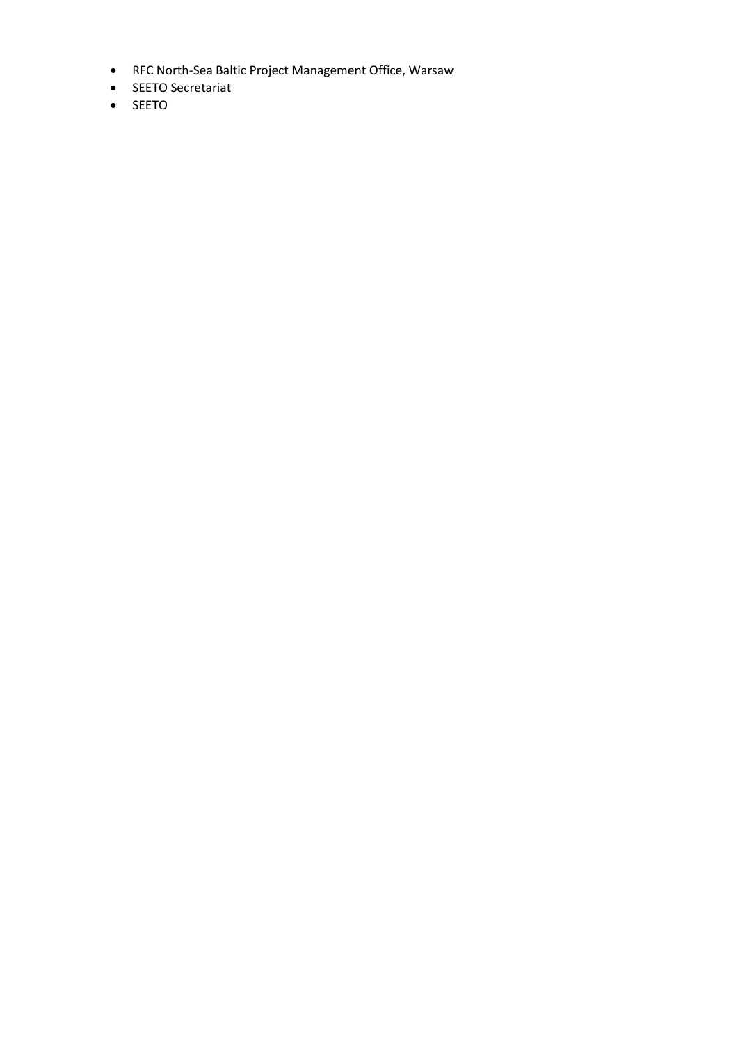- RFC North-Sea Baltic Project Management Office, Warsaw
- SEETO Secretariat
- SEETO